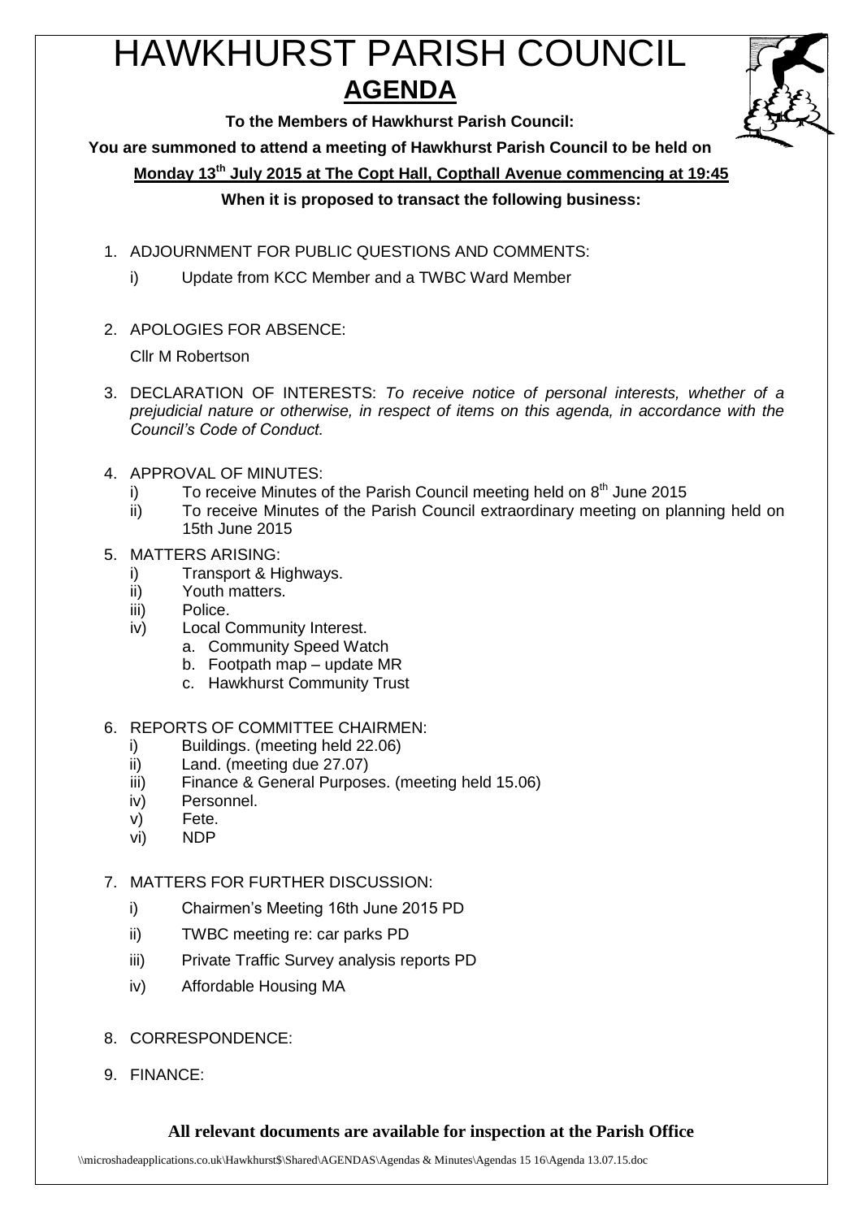# HAWKHURST PARISH COUNCIL

## AGENDA

**To the Members of Hawkhurst Parish Council:**

**You are summoned to attend a meeting of Hawkhurst Parish Council to be held on**

**Monday 13th July 2015 at The Copt Hall, Copthall Avenue commencing at 19:45**

**When it is proposed to transact the following business:**

1. ADJOURNMENT FOR PUBLIC QUESTIONS AND COMMENTS:
   i) Update from KCC Member and a TWBC Ward Member

2. APOLOGIES FOR ABSENCE:

   Cllr M Robertson

3. DECLARATION OF INTERESTS: *To receive notice of personal interests, whether of a prejudicial nature or otherwise, in respect of items on this agenda, in accordance with the Council's Code of Conduct.*

4. APPROVAL OF MINUTES:
   i) To receive Minutes of the Parish Council meeting held on 8th June 2015
   ii) To receive Minutes of the Parish Council extraordinary meeting on planning held on 15th June 2015

5. MATTERS ARISING:
   i) Transport & Highways.
   ii) Youth matters.
   iii) Police.
   iv) Local Community Interest.
      a. Community Speed Watch
      b. Footpath map – update MR
      c. Hawkhurst Community Trust

6. REPORTS OF COMMITTEE CHAIRMEN:
   i) Buildings. (meeting held 22.06)
   ii) Land. (meeting due 27.07)
   iii) Finance & General Purposes. (meeting held 15.06)
   iv) Personnel.
   v) Fete.
   vi) NDP

7. MATTERS FOR FURTHER DISCUSSION:
   i) Chairmen's Meeting 16th June 2015 PD
   ii) TWBC meeting re: car parks PD
   iii) Private Traffic Survey analysis reports PD
   iv) Affordable Housing MA

8. CORRESPONDENCE:

9. FINANCE:

**All relevant documents are available for inspection at the Parish Office**

\\microshadeapplications.co.uk\Hawkhurst$\Shared\AGENDAS\Agendas & Minutes\Agendas 15 16\Agenda 13.07.15.doc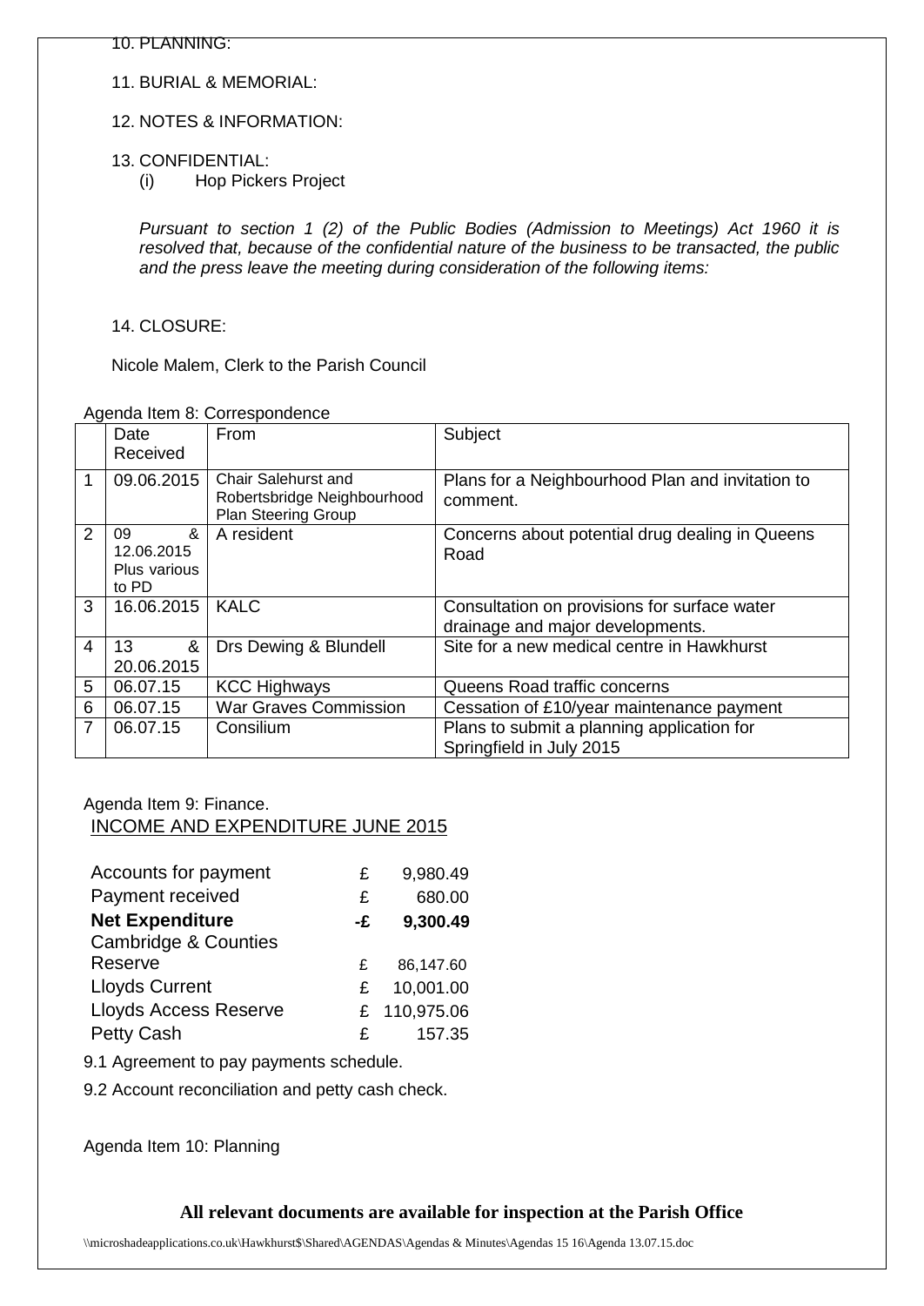10. PLANNING:

11. BURIAL & MEMORIAL:

12. NOTES & INFORMATION:

13. CONFIDENTIAL:
    (i) Hop Pickers Project

*Pursuant to section 1 (2) of the Public Bodies (Admission to Meetings) Act 1960 it is resolved that, because of the confidential nature of the business to be transacted, the public and the press leave the meeting during consideration of the following items:*

14. CLOSURE:

Nicole Malem, Clerk to the Parish Council

Agenda Item 8: Correspondence

| | Date Received | From | Subject |
|---|---|---|---|
| 1 | 09.06.2015 | Chair Salehurst and Robertsbridge Neighbourhood Plan Steering Group | Plans for a Neighbourhood Plan and invitation to comment. |
| 2 | 09 & 12.06.2015 Plus various to PD | A resident | Concerns about potential drug dealing in Queens Road |
| 3 | 16.06.2015 | KALC | Consultation on provisions for surface water drainage and major developments. |
| 4 | 13 & 20.06.2015 | Drs Dewing & Blundell | Site for a new medical centre in Hawkhurst |
| 5 | 06.07.15 | KCC Highways | Queens Road traffic concerns |
| 6 | 06.07.15 | War Graves Commission | Cessation of £10/year maintenance payment |
| 7 | 06.07.15 | Consilium | Plans to submit a planning application for Springfield in July 2015 |

Agenda Item 9: Finance.

INCOME AND EXPENDITURE JUNE 2015

| | | |
|---|---|---|
| Accounts for payment | £ | 9,980.49 |
| Payment received | £ | 680.00 |
| **Net Expenditure** | **-£** | **9,300.49** |
| Cambridge & Counties Reserve | £ | 86,147.60 |
| Lloyds Current | £ | 10,001.00 |
| Lloyds Access Reserve | £ | 110,975.06 |
| Petty Cash | £ | 157.35 |

9.1 Agreement to pay payments schedule.

9.2 Account reconciliation and petty cash check.

Agenda Item 10: Planning

**All relevant documents are available for inspection at the Parish Office**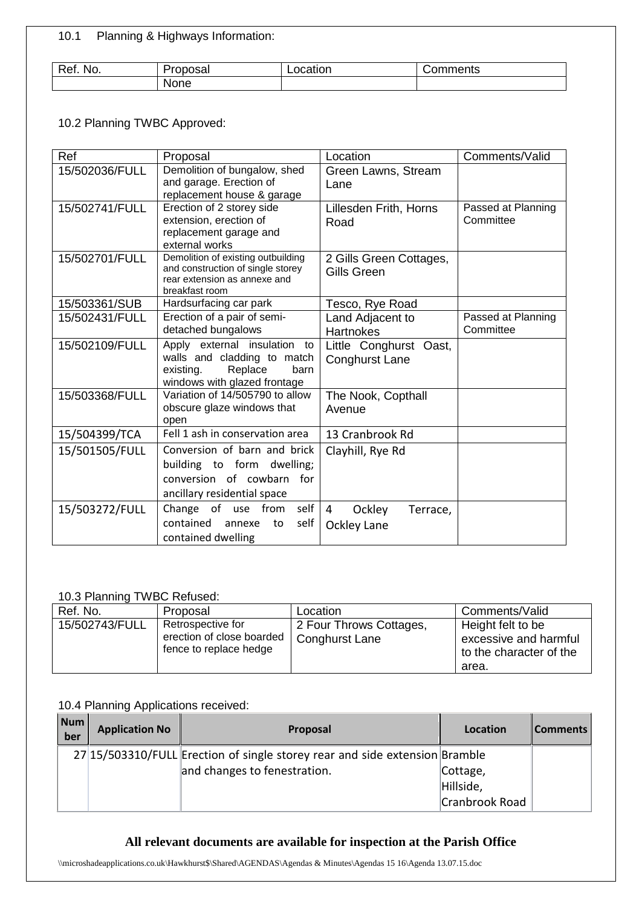10.1 Planning & Highways Information:

| Ref. No. | Proposal | Location | Comments |
|---|---|---|---|
| | None | | |

10.2 Planning TWBC Approved:

| Ref | Proposal | Location | Comments/Valid |
|---|---|---|---|
| 15/502036/FULL | Demolition of bungalow, shed and garage. Erection of replacement house & garage | Green Lawns, Stream Lane | |
| 15/502741/FULL | Erection of 2 storey side extension, erection of replacement garage and external works | Lillesden Frith, Horns Road | Passed at Planning Committee |
| 15/502701/FULL | Demolition of existing outbuilding and construction of single storey rear extension as annexe and breakfast room | 2 Gills Green Cottages, Gills Green | |
| 15/503361/SUB | Hardsurfacing car park | Tesco, Rye Road | |
| 15/502431/FULL | Erection of a pair of semi-detached bungalows | Land Adjacent to Hartnokes | Passed at Planning Committee |
| 15/502109/FULL | Apply external insulation to walls and cladding to match existing. Replace barn windows with glazed frontage | Little Conghurst Oast, Conghurst Lane | |
| 15/503368/FULL | Variation of 14/505790 to allow obscure glaze windows that open | The Nook, Copthall Avenue | |
| 15/504399/TCA | Fell 1 ash in conservation area | 13 Cranbrook Rd | |
| 15/501505/FULL | Conversion of barn and brick building to form dwelling; conversion of cowbarn for ancillary residential space | Clayhill, Rye Rd | |
| 15/503272/FULL | Change of use from self contained annexe to self contained dwelling | 4 Ockley Terrace, Ockley Lane | |

10.3 Planning TWBC Refused:

| Ref. No. | Proposal | Location | Comments/Valid |
|---|---|---|---|
| 15/502743/FULL | Retrospective for erection of close boarded fence to replace hedge | 2 Four Throws Cottages, Conghurst Lane | Height felt to be excessive and harmful to the character of the area. |

10.4 Planning Applications received:

| Number | Application No | Proposal | Location | Comments |
|---|---|---|---|---|
| 27 | 15/503310/FULL | Erection of single storey rear and side extension and changes to fenestration. | Bramble Cottage, Hillside, Cranbrook Road | |

**All relevant documents are available for inspection at the Parish Office**

\\microshadeapplications.co.uk\Hawkhurst$\Shared\AGENDAS\Agendas & Minutes\Agendas 15 16\Agenda 13.07.15.doc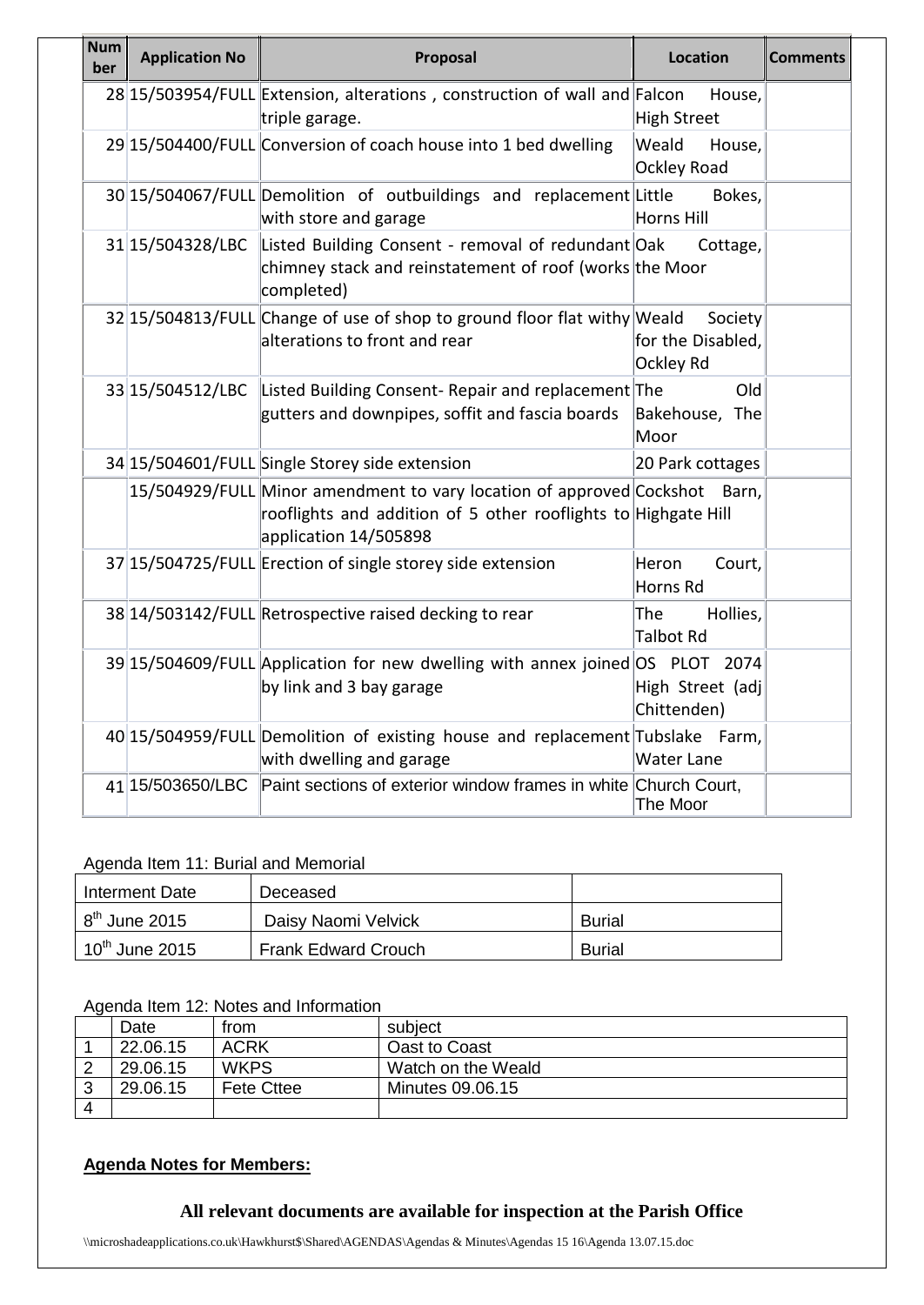| Number | Application No | Proposal | Location | Comments |
|---|---|---|---|---|
| 28 | 15/503954/FULL | Extension, alterations , construction of wall and triple garage. | Falcon House, High Street | |
| 29 | 15/504400/FULL | Conversion of coach house into 1 bed dwelling | Weald House, Ockley Road | |
| 30 | 15/504067/FULL | Demolition of outbuildings and replacement with store and garage | Little Bokes, Horns Hill | |
| 31 | 15/504328/LBC | Listed Building Consent - removal of redundant chimney stack and reinstatement of roof (works completed) | Oak Cottage, the Moor | |
| 32 | 15/504813/FULL | Change of use of shop to ground floor flat withy alterations to front and rear | Weald Society for the Disabled, Ockley Rd | |
| 33 | 15/504512/LBC | Listed Building Consent- Repair and replacement gutters and downpipes, soffit and fascia boards | The Old Bakehouse, The Moor | |
| 34 | 15/504601/FULL | Single Storey side extension | 20 Park cottages | |
| | 15/504929/FULL | Minor amendment to vary location of approved rooflights and addition of 5 other rooflights to application 14/505898 | Cockshot Barn, Highgate Hill | |
| 37 | 15/504725/FULL | Erection of single storey side extension | Heron Court, Horns Rd | |
| 38 | 14/503142/FULL | Retrospective raised decking to rear | The Hollies, Talbot Rd | |
| 39 | 15/504609/FULL | Application for new dwelling with annex joined by link and 3 bay garage | OS PLOT 2074 High Street (adj Chittenden) | |
| 40 | 15/504959/FULL | Demolition of existing house and replacement with dwelling and garage | Tubslake Farm, Water Lane | |
| 41 | 15/503650/LBC | Paint sections of exterior window frames in white | Church Court, The Moor | |

Agenda Item 11: Burial and Memorial

| Interment Date | Deceased | |
|---|---|---|
| 8th June 2015 | Daisy Naomi Velvick | Burial |
| 10th June 2015 | Frank Edward Crouch | Burial |

Agenda Item 12: Notes and Information

| | Date | from | subject |
|---|---|---|---|
| 1 | 22.06.15 | ACRK | Oast to Coast |
| 2 | 29.06.15 | WKPS | Watch on the Weald |
| 3 | 29.06.15 | Fete Cttee | Minutes 09.06.15 |
| 4 | | | |

**Agenda Notes for Members:**

**All relevant documents are available for inspection at the Parish Office**

\\microshadeapplications.co.uk\Hawkhurst$\Shared\AGENDAS\Agendas & Minutes\Agendas 15 16\Agenda 13.07.15.doc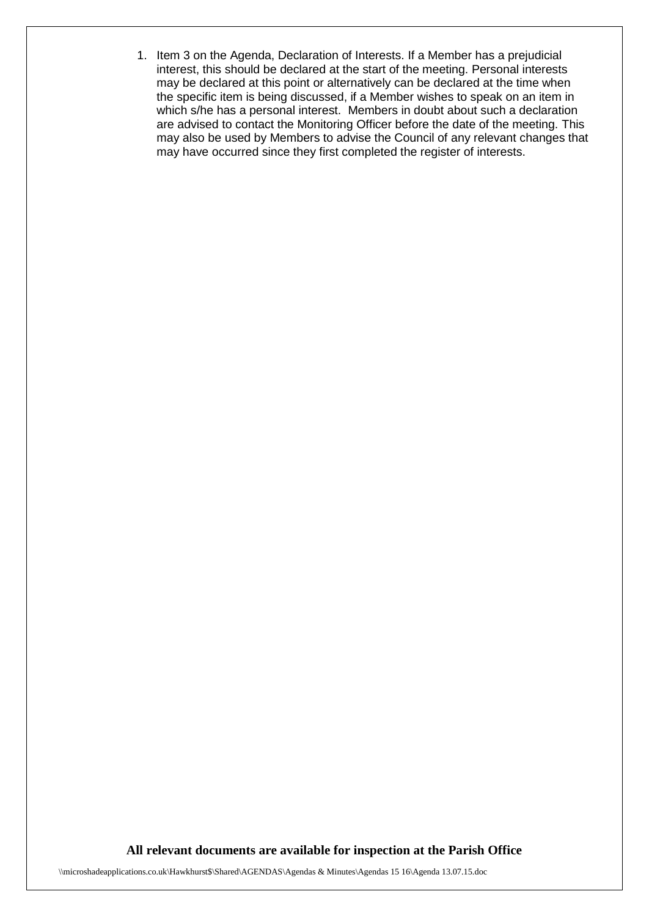1. Item 3 on the Agenda, Declaration of Interests. If a Member has a prejudicial interest, this should be declared at the start of the meeting. Personal interests may be declared at this point or alternatively can be declared at the time when the specific item is being discussed, if a Member wishes to speak on an item in which s/he has a personal interest. Members in doubt about such a declaration are advised to contact the Monitoring Officer before the date of the meeting. This may also be used by Members to advise the Council of any relevant changes that may have occurred since they first completed the register of interests.

**All relevant documents are available for inspection at the Parish Office**